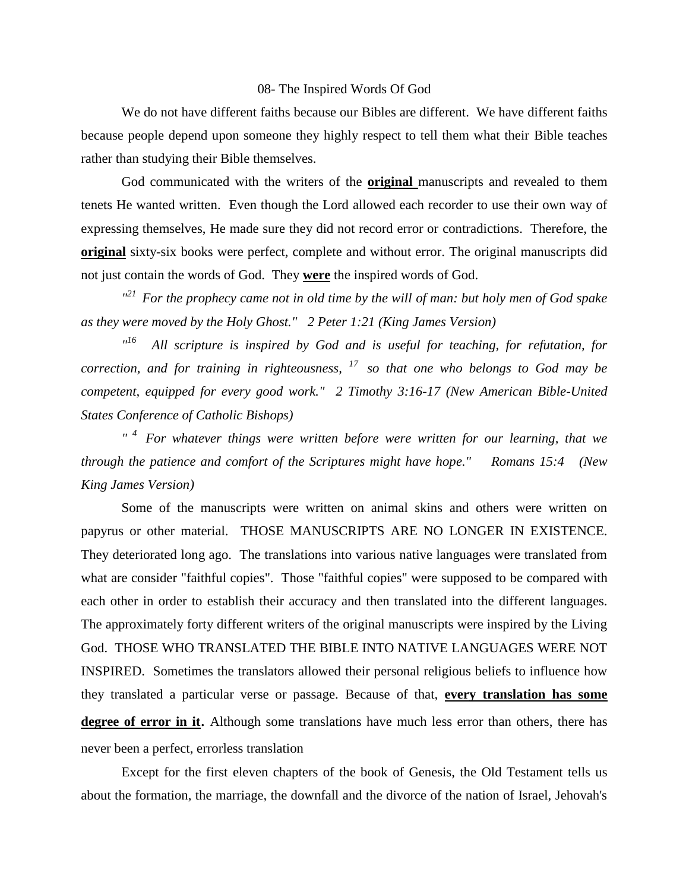# 08- The Inspired Words Of God

We do not have different faiths because our Bibles are different. We have different faiths because people depend upon someone they highly respect to tell them what their Bible teaches rather than studying their Bible themselves.

God communicated with the writers of the **original** manuscripts and revealed to them tenets He wanted written. Even though the Lord allowed each recorder to use their own way of expressing themselves, He made sure they did not record error or contradictions. Therefore, the **original** sixty-six books were perfect, complete and without error. The original manuscripts did not just contain the words of God. They **were** the inspired words of God.

*"[21] For the prophecy came not in old time by the will of man: but holy men of God spake as they were moved by the Holy Ghost." 2 Peter 1:21 (King James Version)*

*"[16] All scripture is inspired by God and is useful for teaching, for refutation, for correction, and for training in righteousness, [17] so that one who belongs to God may be competent, equipped for every good work." 2 Timothy 3:16-17 (New American Bible-United States Conference of Catholic Bishops)*

*" [4] For whatever things were written before were written for our learning, that we through the patience and comfort of the Scriptures might have hope." Romans 15:4 (New King James Version)*

Some of the manuscripts were written on animal skins and others were written on papyrus or other material. THOSE MANUSCRIPTS ARE NO LONGER IN EXISTENCE. They deteriorated long ago. The translations into various native languages were translated from what are consider "faithful copies". Those "faithful copies" were supposed to be compared with each other in order to establish their accuracy and then translated into the different languages. The approximately forty different writers of the original manuscripts were inspired by the Living God. THOSE WHO TRANSLATED THE BIBLE INTO NATIVE LANGUAGES WERE NOT INSPIRED. Sometimes the translators allowed their personal religious beliefs to influence how they translated a particular verse or passage. Because of that, **every translation has some degree of error in it**. Although some translations have much less error than others, there has never been a perfect, errorless translation

Except for the first eleven chapters of the book of Genesis, the Old Testament tells us about the formation, the marriage, the downfall and the divorce of the nation of Israel, Jehovah's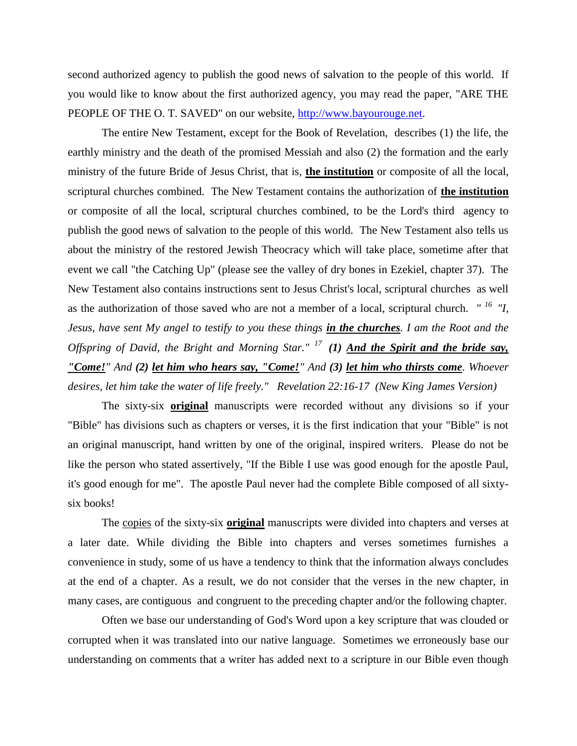second authorized agency to publish the good news of salvation to the people of this world. If you would like to know about the first authorized agency, you may read the paper, "ARE THE PEOPLE OF THE O. T. SAVED" on our website, [http://www.bayourouge.net](http://www.bayourouge.net).

The entire New Testament, except for the Book of Revelation, describes (1) the life, the earthly ministry and the death of the promised Messiah and also (2) the formation and the early ministry of the future Bride of Jesus Christ, that is, **the institution** or composite of all the local, scriptural churches combined. The New Testament contains the authorization of **the institution** or composite of all the local, scriptural churches combined, to be the Lord's third agency to publish the good news of salvation to the people of this world. The New Testament also tells us about the ministry of the restored Jewish Theocracy which will take place, sometime after that event we call "the Catching Up" (please see the valley of dry bones in Ezekiel, chapter 37). The New Testament also contains instructions sent to Jesus Christ's local, scriptural churches as well as the authorization of those saved who are not a member of a local, scriptural church. *" [16] "I, Jesus, have sent My angel to testify to you these things **in the churches**. I am the Root and the Offspring of David, the Bright and Morning Star." [17] **(1) And the Spirit and the bride say, "Come!"** And **(2) let him who hears say, "Come!"** And **(3) let him who thirsts come**. Whoever desires, let him take the water of life freely." Revelation 22:16-17 (New King James Version)*

The sixty-six **original** manuscripts were recorded without any divisions so if your "Bible" has divisions such as chapters or verses, it is the first indication that your "Bible" is not an original manuscript, hand written by one of the original, inspired writers. Please do not be like the person who stated assertively, "If the Bible I use was good enough for the apostle Paul, it's good enough for me". The apostle Paul never had the complete Bible composed of all sixty-six books!

The copies of the sixty-six **original** manuscripts were divided into chapters and verses at a later date. While dividing the Bible into chapters and verses sometimes furnishes a convenience in study, some of us have a tendency to think that the information always concludes at the end of a chapter. As a result, we do not consider that the verses in the new chapter, in many cases, are contiguous and congruent to the preceding chapter and/or the following chapter.

Often we base our understanding of God's Word upon a key scripture that was clouded or corrupted when it was translated into our native language. Sometimes we erroneously base our understanding on comments that a writer has added next to a scripture in our Bible even though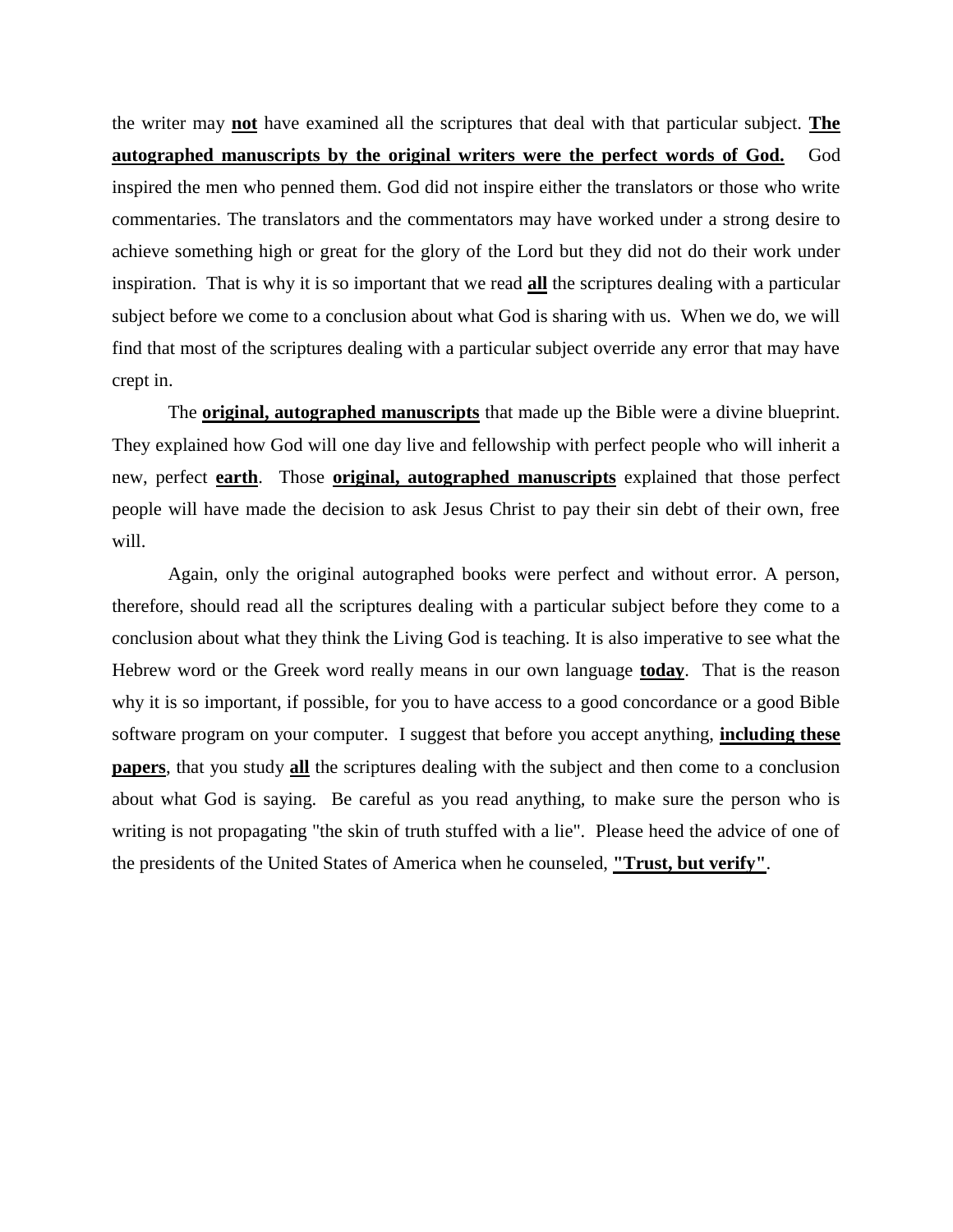the writer may **not** have examined all the scriptures that deal with that particular subject. **The autographed manuscripts by the original writers were the perfect words of God.** God inspired the men who penned them. God did not inspire either the translators or those who write commentaries. The translators and the commentators may have worked under a strong desire to achieve something high or great for the glory of the Lord but they did not do their work under inspiration. That is why it is so important that we read **all** the scriptures dealing with a particular subject before we come to a conclusion about what God is sharing with us. When we do, we will find that most of the scriptures dealing with a particular subject override any error that may have crept in.

The **original, autographed manuscripts** that made up the Bible were a divine blueprint. They explained how God will one day live and fellowship with perfect people who will inherit a new, perfect **earth**. Those **original, autographed manuscripts** explained that those perfect people will have made the decision to ask Jesus Christ to pay their sin debt of their own, free will.

Again, only the original autographed books were perfect and without error. A person, therefore, should read all the scriptures dealing with a particular subject before they come to a conclusion about what they think the Living God is teaching. It is also imperative to see what the Hebrew word or the Greek word really means in our own language **today**. That is the reason why it is so important, if possible, for you to have access to a good concordance or a good Bible software program on your computer. I suggest that before you accept anything, **including these papers**, that you study **all** the scriptures dealing with the subject and then come to a conclusion about what God is saying. Be careful as you read anything, to make sure the person who is writing is not propagating "the skin of truth stuffed with a lie". Please heed the advice of one of the presidents of the United States of America when he counseled, **"Trust, but verify"**.